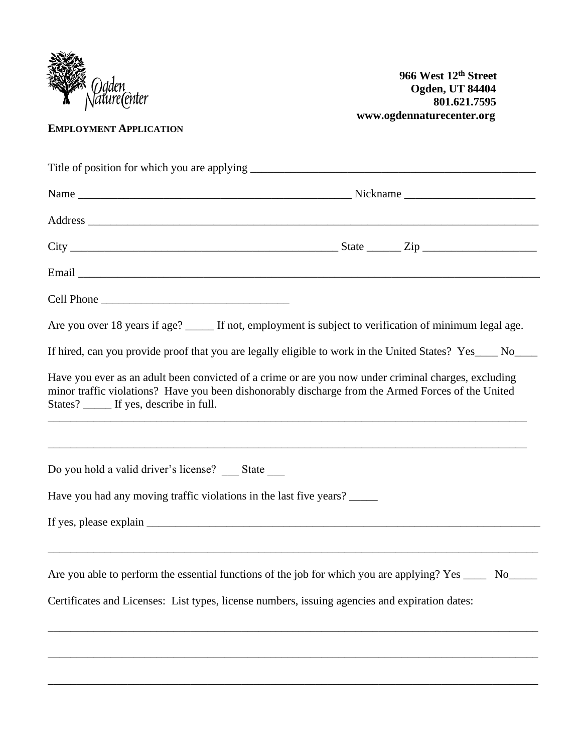Ogden Nature Center

**966 West 12th Street**
**Ogden, UT 84404**
**801.621.7595**
**www.ogdennaturecenter.org**

**EMPLOYMENT APPLICATION**

Title of position for which you are applying ___________________________________________________

Name _________________________________________________ Nickname _______________________

Address _________________________________________________________________________________

City ________________________________________________ State ______ Zip ____________________

Email __________________________________________________________________________________

Cell Phone _________________________________

Are you over 18 years if age? _____ If not, employment is subject to verification of minimum legal age.

If hired, can you provide proof that you are legally eligible to work in the United States? Yes____ No____

Have you ever as an adult been convicted of a crime or are you now under criminal charges, excluding minor traffic violations? Have you been dishonorably discharge from the Armed Forces of the United States? _____ If yes, describe in full.

_______________________________________________________________________________________

_______________________________________________________________________________________

Do you hold a valid driver's license? ___ State ___

Have you had any moving traffic violations in the last five years? _____

If yes, please explain ____________________________________________________________________

_______________________________________________________________________________________

Are you able to perform the essential functions of the job for which you are applying? Yes ____ No_____

Certificates and Licenses: List types, license numbers, issuing agencies and expiration dates:

_______________________________________________________________________________________

_______________________________________________________________________________________

_______________________________________________________________________________________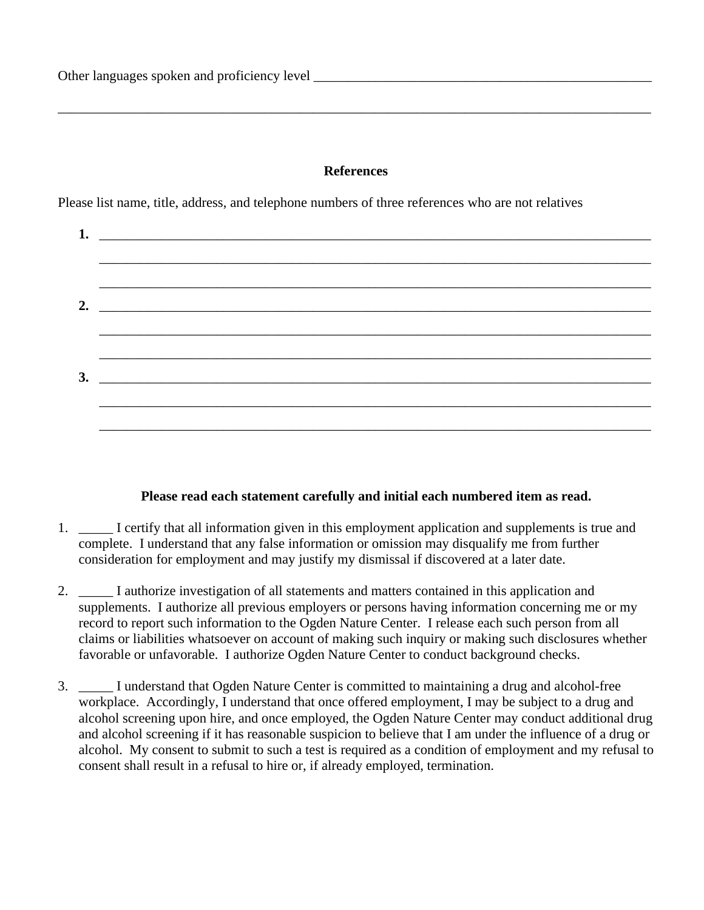Other languages spoken and proficiency level ____________________________________________________

______________________________________________________________________________________

**References**

Please list name, title, address, and telephone numbers of three references who are not relatives

**1.** ______________________________________________________________________________

______________________________________________________________________________

______________________________________________________________________________

**2.** ______________________________________________________________________________

______________________________________________________________________________

______________________________________________________________________________

**3.** ______________________________________________________________________________

______________________________________________________________________________

______________________________________________________________________________

**Please read each statement carefully and initial each numbered item as read.**

1. _____ I certify that all information given in this employment application and supplements is true and complete. I understand that any false information or omission may disqualify me from further consideration for employment and may justify my dismissal if discovered at a later date.

2. _____ I authorize investigation of all statements and matters contained in this application and supplements. I authorize all previous employers or persons having information concerning me or my record to report such information to the Ogden Nature Center. I release each such person from all claims or liabilities whatsoever on account of making such inquiry or making such disclosures whether favorable or unfavorable. I authorize Ogden Nature Center to conduct background checks.

3. _____ I understand that Ogden Nature Center is committed to maintaining a drug and alcohol-free workplace. Accordingly, I understand that once offered employment, I may be subject to a drug and alcohol screening upon hire, and once employed, the Ogden Nature Center may conduct additional drug and alcohol screening if it has reasonable suspicion to believe that I am under the influence of a drug or alcohol. My consent to submit to such a test is required as a condition of employment and my refusal to consent shall result in a refusal to hire or, if already employed, termination.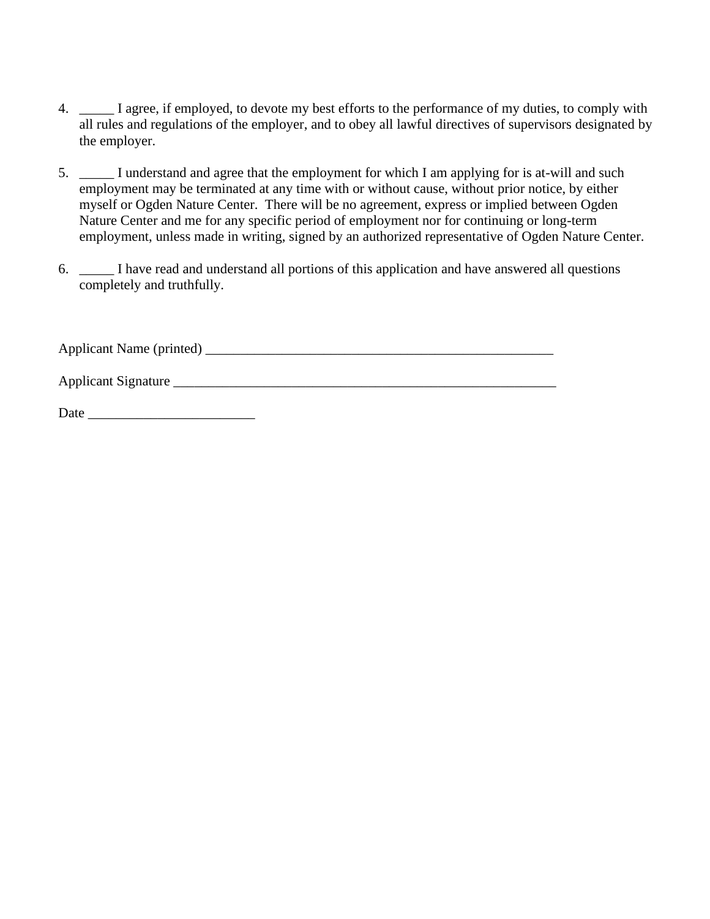4. _____ I agree, if employed, to devote my best efforts to the performance of my duties, to comply with all rules and regulations of the employer, and to obey all lawful directives of supervisors designated by the employer.

5. _____ I understand and agree that the employment for which I am applying for is at-will and such employment may be terminated at any time with or without cause, without prior notice, by either myself or Ogden Nature Center. There will be no agreement, express or implied between Ogden Nature Center and me for any specific period of employment nor for continuing or long-term employment, unless made in writing, signed by an authorized representative of Ogden Nature Center.

6. _____ I have read and understand all portions of this application and have answered all questions completely and truthfully.

Applicant Name (printed) ____________________________________________________

Applicant Signature _________________________________________________________

Date ________________________